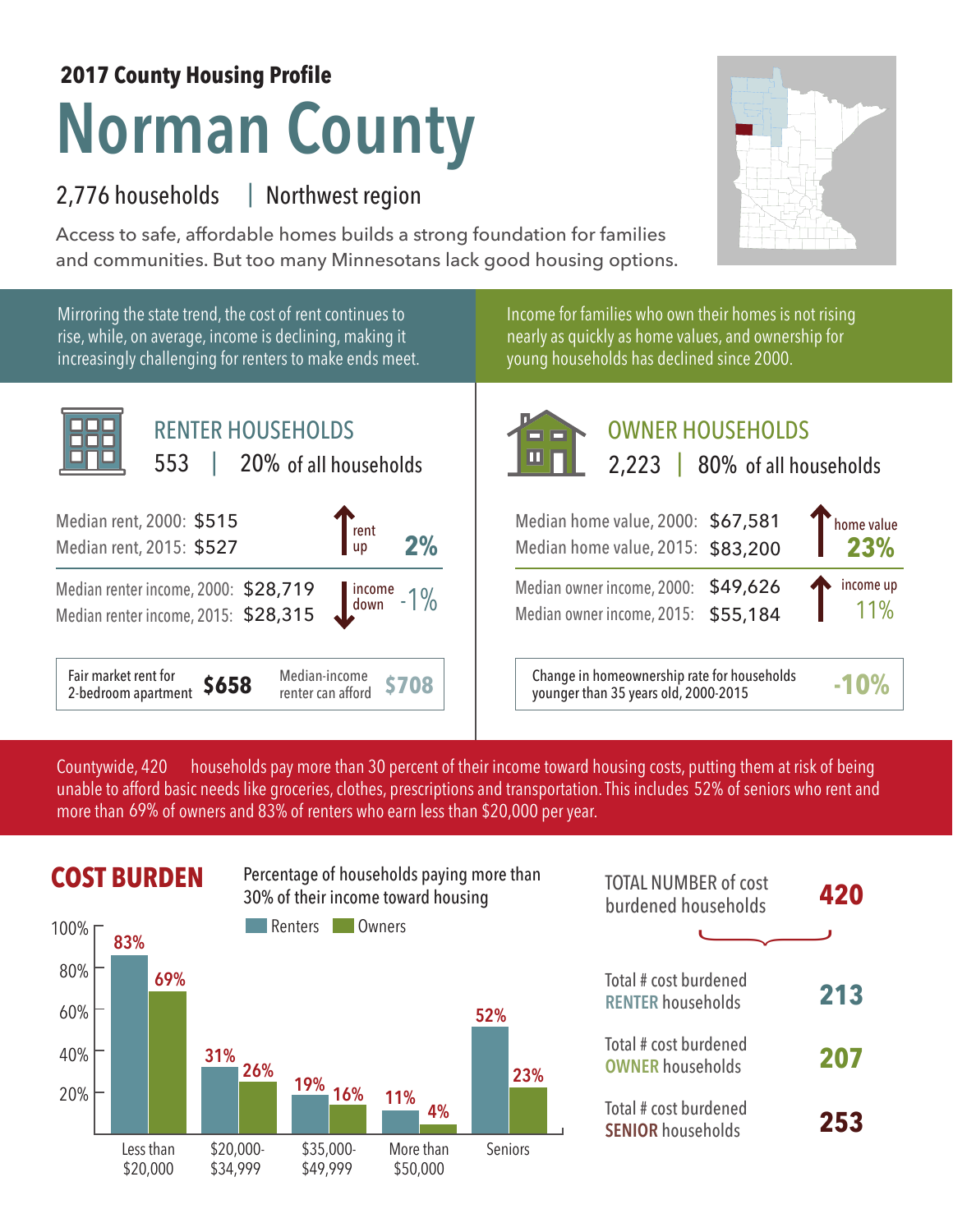**2017 County Housing Profile**

# Norman County

2,776 households | Northwest region

Access to safe, affordable homes builds a strong foundation for families and communities. But too many Minnesotans lack good housing options.

Mirroring the state trend, the cost of rent continues to rise, while, on average, income is declining, making it increasingly challenging for renters to make ends meet.

Income for families who own their homes is not rising nearly as quickly as home values, and ownership for young households has declined since 2000.

## RENTER HOUSEHOLDS

553 | 20% of all households

| | | |
|---|---|---|
| Median rent, 2000: | $515 | rent up 2% |
| Median rent, 2015: | $527 | |
| Median renter income, 2000: | $28,719 | income down -1% |
| Median renter income, 2015: | $28,315 | |

Fair market rent for 2-bedroom apartment **$658** | Median-income renter can afford **$708**

## OWNER HOUSEHOLDS

2,223 | 80% of all households

| | | |
|---|---|---|
| Median home value, 2000: | $67,581 | home value 23% |
| Median home value, 2015: | $83,200 | |
| Median owner income, 2000: | $49,626 | income up 11% |
| Median owner income, 2015: | $55,184 | |

Change in homeownership rate for households younger than 35 years old, 2000-2015 **-10%**

Countywide, 420 households pay more than 30 percent of their income toward housing costs, putting them at risk of being unable to afford basic needs like groceries, clothes, prescriptions and transportation. This includes 52% of seniors who rent and more than 69% of owners and 83% of renters who earn less than $20,000 per year.

## COST BURDEN

Percentage of households paying more than 30% of their income toward housing

| | Renters | Owners |
|---|---|---|
| Less than $20,000 | 83% | 69% |
| $20,000-$34,999 | 31% | 26% |
| $35,000-$49,999 | 19% | 16% |
| More than $50,000 | 11% | 4% |
| Seniors | 52% | 23% |

| | |
|---|---|
| TOTAL NUMBER of cost burdened households | **420** |
| Total # cost burdened RENTER households | **213** |
| Total # cost burdened OWNER households | **207** |
| Total # cost burdened SENIOR households | **253** |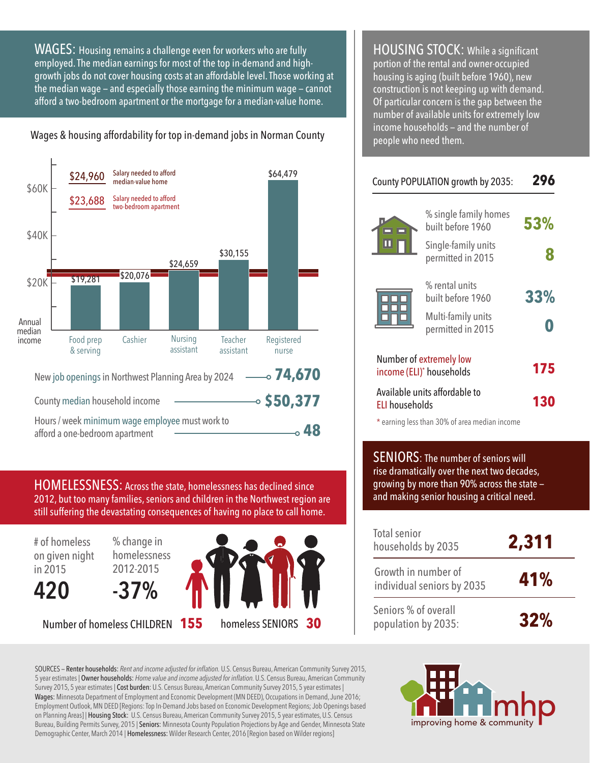## WAGES:

Housing remains a challenge even for workers who are fully employed. The median earnings for most of the top in-demand and high-growth jobs do not cover housing costs at an affordable level. Those working at the median wage – and especially those earning the minimum wage – cannot afford a two-bedroom apartment or the mortgage for a median-value home.

Wages & housing affordability for top in-demand jobs in Norman County

$24,960 Salary needed to afford median-value home

$23,688 Salary needed to afford two-bedroom apartment

Annual median income

$60K
$40K
$20K

Food prep & serving: $19,281
Cashier: $20,076
Nursing assistant: $24,659
Teacher assistant: $30,155
Registered nurse: $64,479

New job openings in Northwest Planning Area by 2024 — **74,670**

County median household income — **$50,377**

Hours / week minimum wage employee must work to afford a one-bedroom apartment — **48**

## HOMELESSNESS:

Across the state, homelessness has declined since 2012, but too many families, seniors and children in the Northwest region are still suffering the devastating consequences of having no place to call home.

# of homeless on given night in 2015 **420**

% change in homelessness 2012-2015 **-37%**

Number of homeless CHILDREN **155**

homeless SENIORS **30**

## HOUSING STOCK:

While a significant portion of the rental and owner-occupied housing is aging (built before 1960), new construction is not keeping up with demand. Of particular concern is the gap between the number of available units for extremely low income households – and the number of people who need them.

| | |
|---|---|
| County POPULATION growth by 2035: | **296** |
| % single family homes built before 1960 | **53%** |
| Single-family units permitted in 2015 | **8** |
| % rental units built before 1960 | **33%** |
| Multi-family units permitted in 2015 | **0** |
| Number of extremely low income (ELI)* households | **175** |
| Available units affordable to ELI households | **130** |

* earning less than 30% of area median income

## SENIORS:

The number of seniors will rise dramatically over the next two decades, growing by more than 90% across the state – and making senior housing a critical need.

| | |
|---|---|
| Total senior households by 2035 | **2,311** |
| Growth in number of individual seniors by 2035 | **41%** |
| Seniors % of overall population by 2035: | **32%** |

SOURCES – **Renter households:** *Rent and income adjusted for inflation.* U.S. Census Bureau, American Community Survey 2015, 5 year estimates | **Owner households:** *Home value and income adjusted for inflation.* U.S. Census Bureau, American Community Survey 2015, 5 year estimates | **Cost burden:** U.S. Census Bureau, American Community Survey 2015, 5 year estimates | **Wages:** Minnesota Department of Employment and Economic Development (MN DEED), Occupations in Demand, June 2016; Employment Outlook, MN DEED [Regions: Top In-Demand Jobs based on Economic Development Regions; Job Openings based on Planning Areas] | **Housing Stock:** U.S. Census Bureau, American Community Survey 2015, 5 year estimates, U.S. Census Bureau, Building Permits Survey, 2015 | **Seniors:** Minnesota County Population Projections by Age and Gender, Minnesota State Demographic Center, March 2014 | **Homelessness:** Wilder Research Center, 2016 [Region based on Wilder regions]

mhp improving home & community